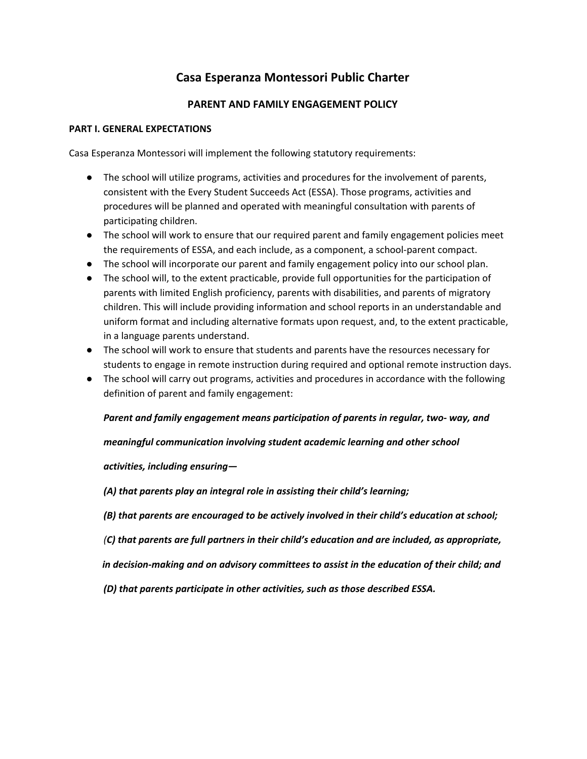# Casa Esperanza Montessori Public Charter

## PARENT AND FAMILY ENGAGEMENT POLICY

### PART I. GENERAL EXPECTATIONS

Casa Esperanza Montessori will implement the following statutory requirements:

- The school will utilize programs, activities and procedures for the involvement of parents, consistent with the Every Student Succeeds Act (ESSA). Those programs, activities and procedures will be planned and operated with meaningful consultation with parents of participating children.
- The school will work to ensure that our required parent and family engagement policies meet the requirements of ESSA, and each include, as a component, a school-parent compact.
- The school will incorporate our parent and family engagement policy into our school plan.
- The school will, to the extent practicable, provide full opportunities for the participation of parents with limited English proficiency, parents with disabilities, and parents of migratory children. This will include providing information and school reports in an understandable and uniform format and including alternative formats upon request, and, to the extent practicable, in a language parents understand.
- The school will work to ensure that students and parents have the resources necessary for students to engage in remote instruction during required and optional remote instruction days.
- The school will carry out programs, activities and procedures in accordance with the following definition of parent and family engagement:

  ***Parent and family engagement means participation of parents in regular, two- way, and meaningful communication involving student academic learning and other school activities, including ensuring—***

  ***(A) that parents play an integral role in assisting their child's learning;***

  ***(B) that parents are encouraged to be actively involved in their child's education at school;***

  ***(C) that parents are full partners in their child's education and are included, as appropriate, in decision-making and on advisory committees to assist in the education of their child; and***

  ***(D) that parents participate in other activities, such as those described ESSA.***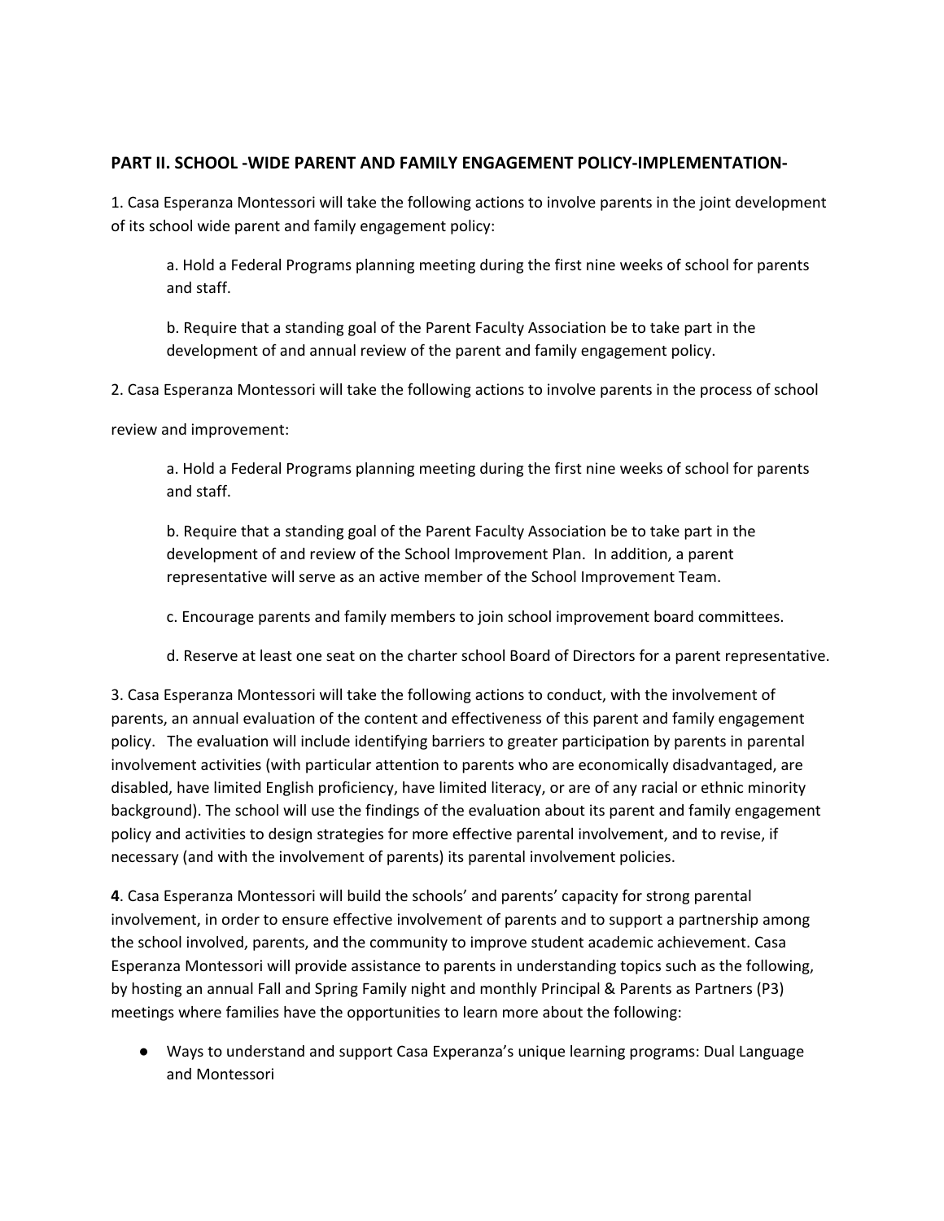**PART II. SCHOOL -WIDE PARENT AND FAMILY ENGAGEMENT POLICY-IMPLEMENTATION-**

1. Casa Esperanza Montessori will take the following actions to involve parents in the joint development of its school wide parent and family engagement policy:

   a. Hold a Federal Programs planning meeting during the first nine weeks of school for parents and staff.

   b. Require that a standing goal of the Parent Faculty Association be to take part in the development of and annual review of the parent and family engagement policy.

2. Casa Esperanza Montessori will take the following actions to involve parents in the process of school review and improvement:

   a. Hold a Federal Programs planning meeting during the first nine weeks of school for parents and staff.

   b. Require that a standing goal of the Parent Faculty Association be to take part in the development of and review of the School Improvement Plan. In addition, a parent representative will serve as an active member of the School Improvement Team.

   c. Encourage parents and family members to join school improvement board committees.

   d. Reserve at least one seat on the charter school Board of Directors for a parent representative.

3. Casa Esperanza Montessori will take the following actions to conduct, with the involvement of parents, an annual evaluation of the content and effectiveness of this parent and family engagement policy. The evaluation will include identifying barriers to greater participation by parents in parental involvement activities (with particular attention to parents who are economically disadvantaged, are disabled, have limited English proficiency, have limited literacy, or are of any racial or ethnic minority background). The school will use the findings of the evaluation about its parent and family engagement policy and activities to design strategies for more effective parental involvement, and to revise, if necessary (and with the involvement of parents) its parental involvement policies.

**4**. Casa Esperanza Montessori will build the schools' and parents' capacity for strong parental involvement, in order to ensure effective involvement of parents and to support a partnership among the school involved, parents, and the community to improve student academic achievement. Casa Esperanza Montessori will provide assistance to parents in understanding topics such as the following, by hosting an annual Fall and Spring Family night and monthly Principal & Parents as Partners (P3) meetings where families have the opportunities to learn more about the following:

- Ways to understand and support Casa Experanza's unique learning programs: Dual Language and Montessori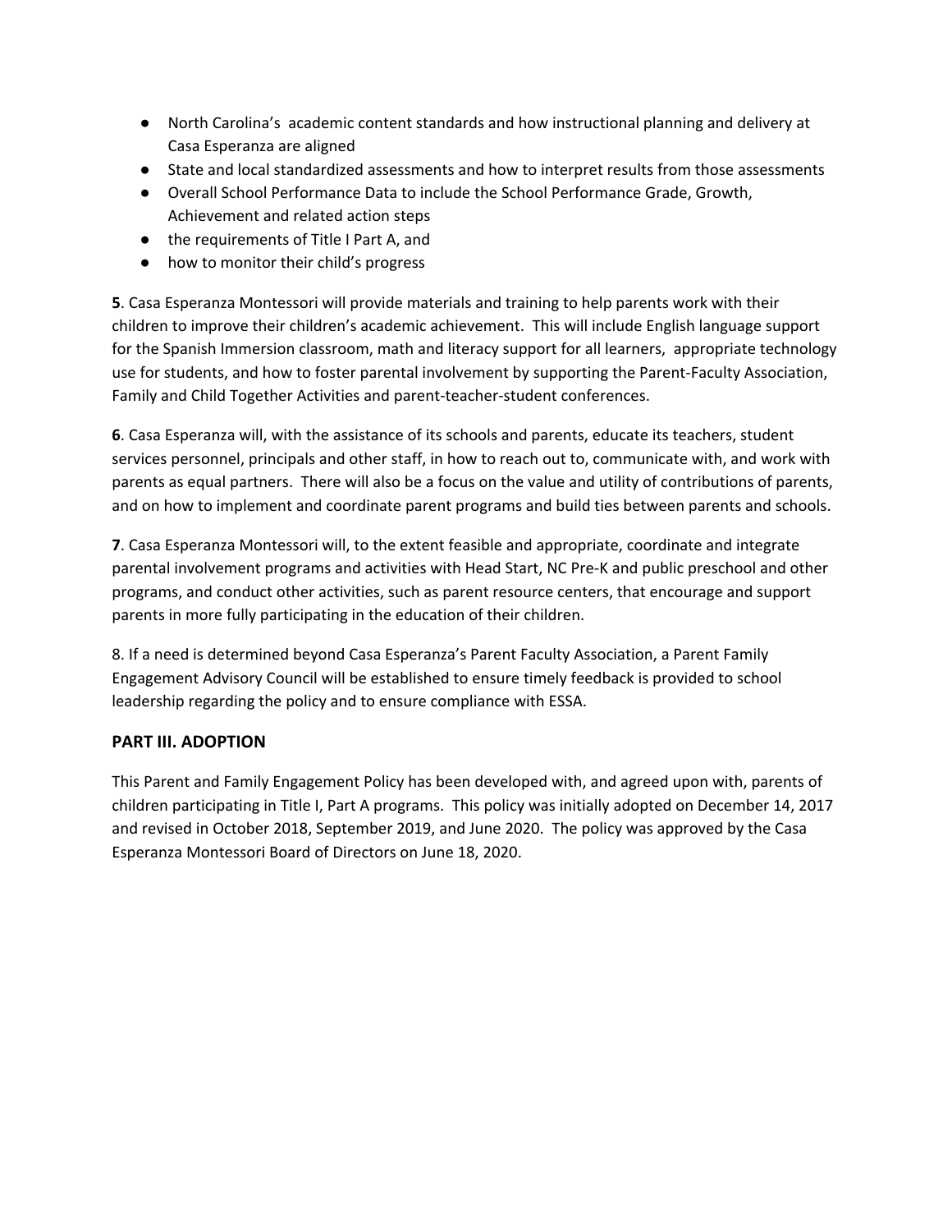- North Carolina's  academic content standards and how instructional planning and delivery at Casa Esperanza are aligned
- State and local standardized assessments and how to interpret results from those assessments
- Overall School Performance Data to include the School Performance Grade, Growth, Achievement and related action steps
- the requirements of Title I Part A, and
- how to monitor their child's progress

**5**. Casa Esperanza Montessori will provide materials and training to help parents work with their children to improve their children's academic achievement.  This will include English language support for the Spanish Immersion classroom, math and literacy support for all learners,  appropriate technology use for students, and how to foster parental involvement by supporting the Parent-Faculty Association, Family and Child Together Activities and parent-teacher-student conferences.

**6**. Casa Esperanza will, with the assistance of its schools and parents, educate its teachers, student services personnel, principals and other staff, in how to reach out to, communicate with, and work with parents as equal partners.  There will also be a focus on the value and utility of contributions of parents, and on how to implement and coordinate parent programs and build ties between parents and schools.

**7**. Casa Esperanza Montessori will, to the extent feasible and appropriate, coordinate and integrate parental involvement programs and activities with Head Start, NC Pre-K and public preschool and other programs, and conduct other activities, such as parent resource centers, that encourage and support parents in more fully participating in the education of their children.

8. If a need is determined beyond Casa Esperanza's Parent Faculty Association, a Parent Family Engagement Advisory Council will be established to ensure timely feedback is provided to school leadership regarding the policy and to ensure compliance with ESSA.

## PART III. ADOPTION

This Parent and Family Engagement Policy has been developed with, and agreed upon with, parents of children participating in Title I, Part A programs.  This policy was initially adopted on December 14, 2017 and revised in October 2018, September 2019, and June 2020.  The policy was approved by the Casa Esperanza Montessori Board of Directors on June 18, 2020.